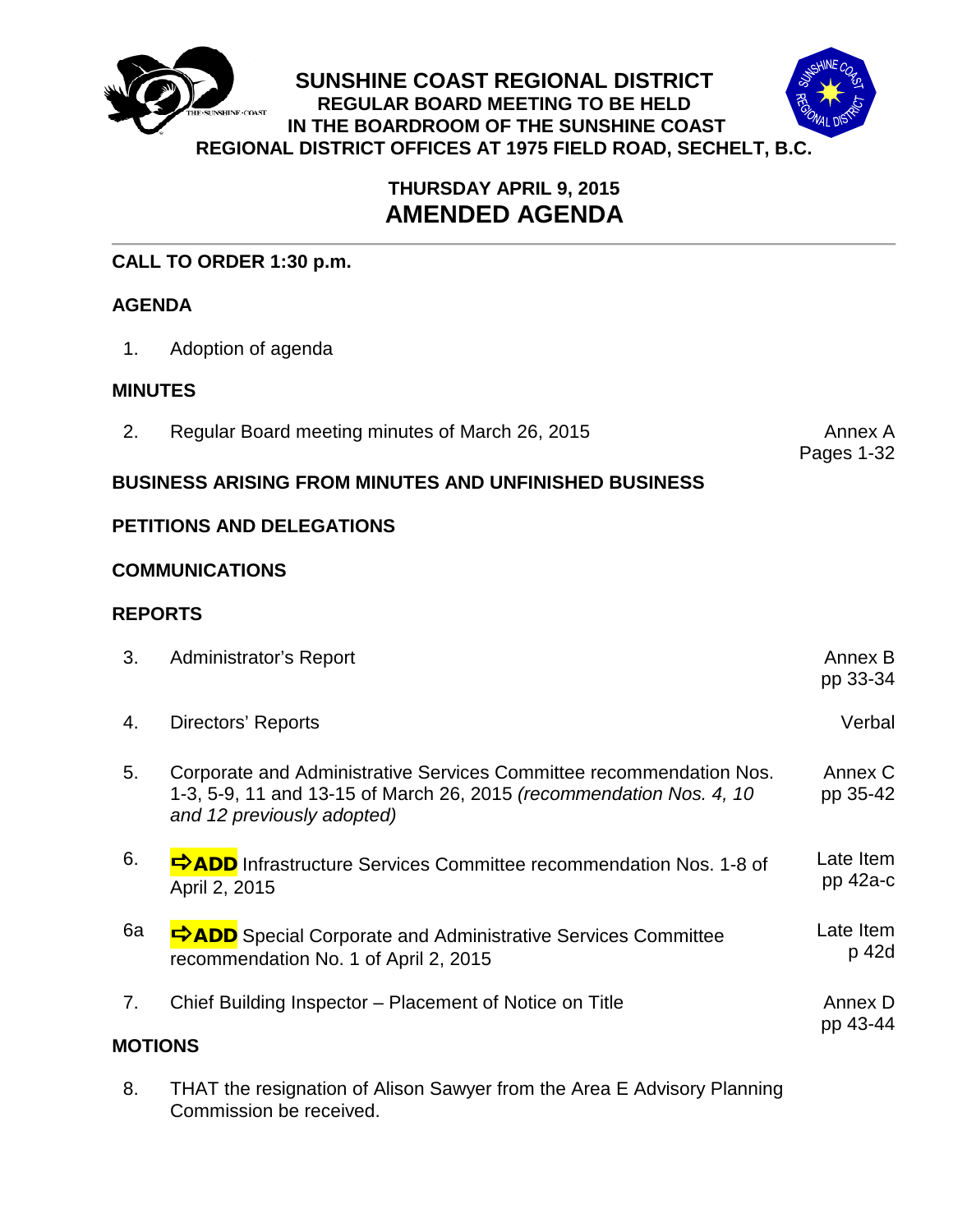# SUNSHINE COAST REGIONAL DISTRICT

**REGULAR BOARD MEETING TO BE HELD IN THE BOARDROOM OF THE SUNSHINE COAST REGIONAL DISTRICT OFFICES AT 1975 FIELD ROAD, SECHELT, B.C.**

**THURSDAY APRIL 9, 2015**

## AMENDED AGENDA

**CALL TO ORDER 1:30 p.m.**

**AGENDA**

1. Adoption of agenda

**MINUTES**

2. Regular Board meeting minutes of March 26, 2015 — Annex A Pages 1-32

**BUSINESS ARISING FROM MINUTES AND UNFINISHED BUSINESS**

**PETITIONS AND DELEGATIONS**

**COMMUNICATIONS**

**REPORTS**

3. Administrator's Report — Annex B pp 33-34

4. Directors' Reports — Verbal

5. Corporate and Administrative Services Committee recommendation Nos. 1-3, 5-9, 11 and 13-15 of March 26, 2015 *(recommendation Nos. 4, 10 and 12 previously adopted)* — Annex C pp 35-42

6. ⇨**ADD** Infrastructure Services Committee recommendation Nos. 1-8 of April 2, 2015 — Late Item pp 42a-c

6a. ⇨**ADD** Special Corporate and Administrative Services Committee recommendation No. 1 of April 2, 2015 — Late Item p 42d

7. Chief Building Inspector – Placement of Notice on Title — Annex D pp 43-44

**MOTIONS**

8. THAT the resignation of Alison Sawyer from the Area E Advisory Planning Commission be received.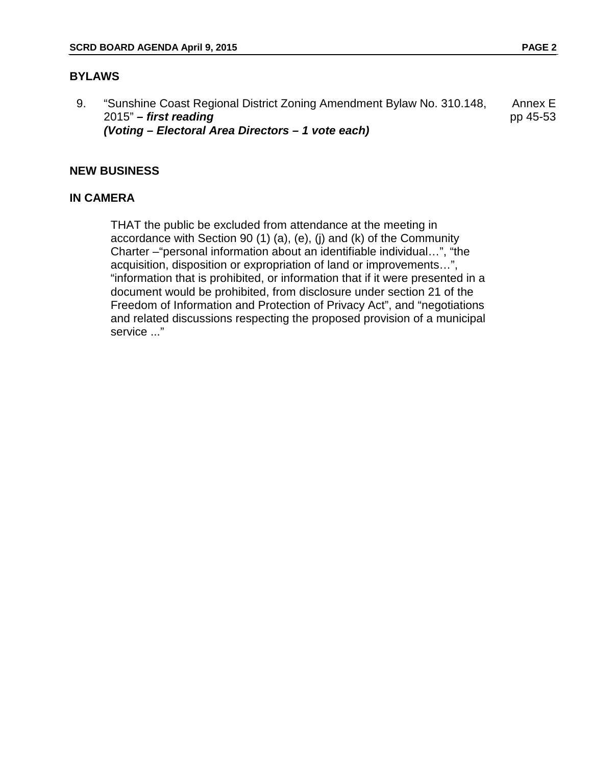## BYLAWS

9. "Sunshine Coast Regional District Zoning Amendment Bylaw No. 310.148, 2015" – ***first reading*** Annex E pp 45-53
   ***(Voting – Electoral Area Directors – 1 vote each)***

## NEW BUSINESS

## IN CAMERA

THAT the public be excluded from attendance at the meeting in accordance with Section 90 (1) (a), (e), (j) and (k) of the Community Charter –"personal information about an identifiable individual…", "the acquisition, disposition or expropriation of land or improvements…", "information that is prohibited, or information that if it were presented in a document would be prohibited, from disclosure under section 21 of the Freedom of Information and Protection of Privacy Act", and "negotiations and related discussions respecting the proposed provision of a municipal service ..."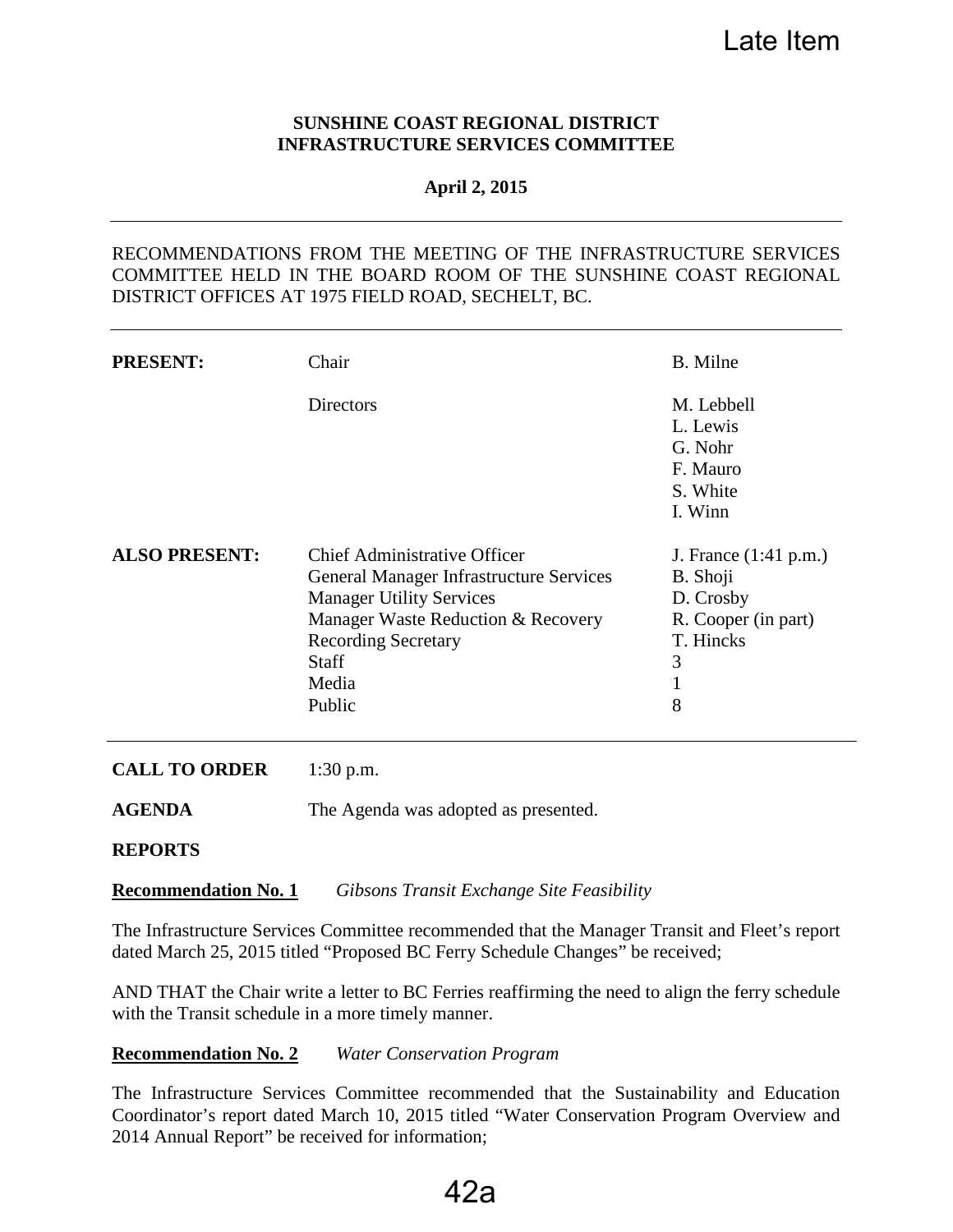Late Item

**SUNSHINE COAST REGIONAL DISTRICT**
**INFRASTRUCTURE SERVICES COMMITTEE**

**April 2, 2015**

---

RECOMMENDATIONS FROM THE MEETING OF THE INFRASTRUCTURE SERVICES COMMITTEE HELD IN THE BOARD ROOM OF THE SUNSHINE COAST REGIONAL DISTRICT OFFICES AT 1975 FIELD ROAD, SECHELT, BC.

---

| | | |
|---|---|---|
| **PRESENT:** | Chair | B. Milne |
| | Directors | M. Lebbell<br>L. Lewis<br>G. Nohr<br>F. Mauro<br>S. White<br>I. Winn |
| **ALSO PRESENT:** | Chief Administrative Officer | J. France (1:41 p.m.) |
| | General Manager Infrastructure Services | B. Shoji |
| | Manager Utility Services | D. Crosby |
| | Manager Waste Reduction & Recovery | R. Cooper (in part) |
| | Recording Secretary | T. Hincks |
| | Staff | 3 |
| | Media | 1 |
| | Public | 8 |

---

**CALL TO ORDER** 1:30 p.m.

**AGENDA** The Agenda was adopted as presented.

**REPORTS**

**Recommendation No. 1** *Gibsons Transit Exchange Site Feasibility*

The Infrastructure Services Committee recommended that the Manager Transit and Fleet's report dated March 25, 2015 titled "Proposed BC Ferry Schedule Changes" be received;

AND THAT the Chair write a letter to BC Ferries reaffirming the need to align the ferry schedule with the Transit schedule in a more timely manner.

**Recommendation No. 2** *Water Conservation Program*

The Infrastructure Services Committee recommended that the Sustainability and Education Coordinator's report dated March 10, 2015 titled "Water Conservation Program Overview and 2014 Annual Report" be received for information;

42a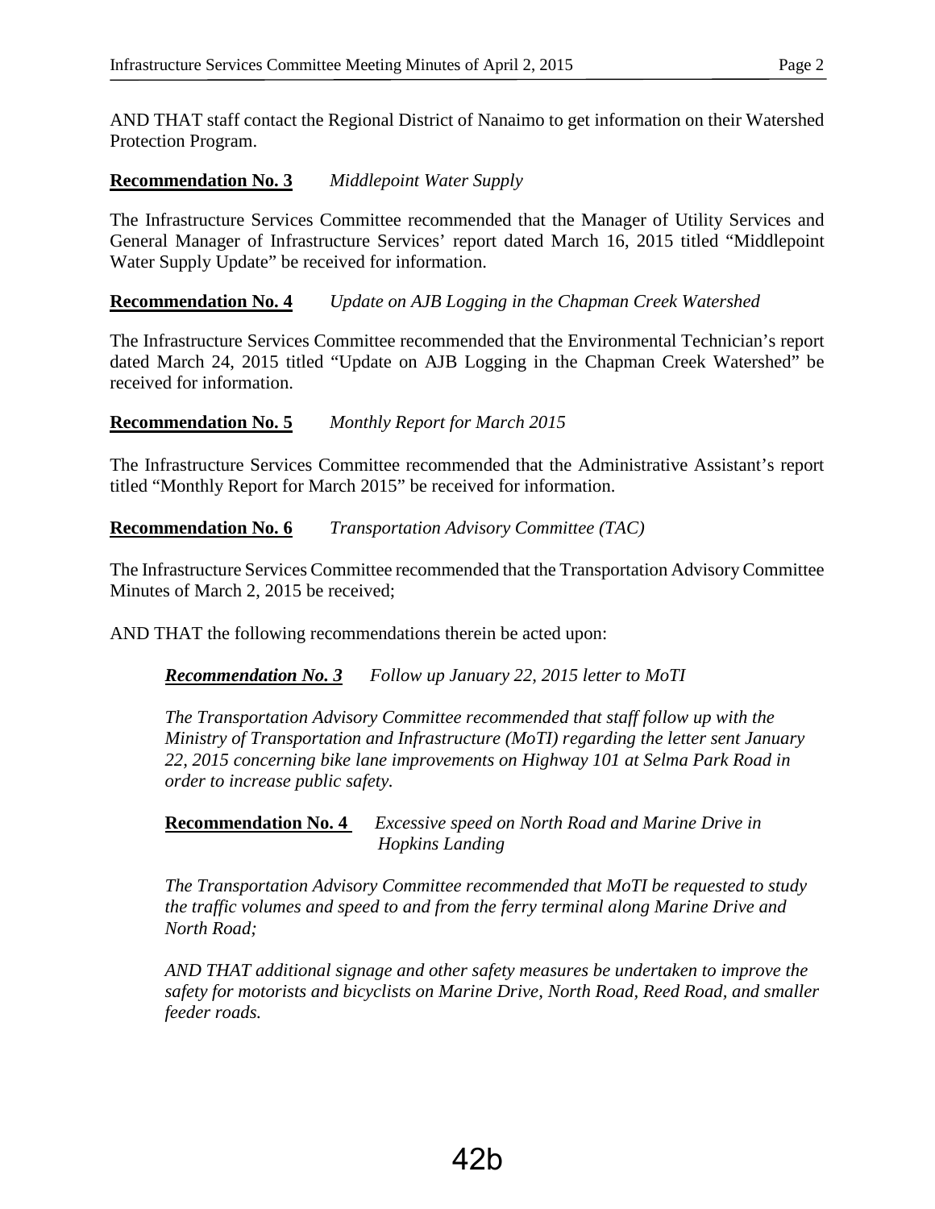AND THAT staff contact the Regional District of Nanaimo to get information on their Watershed Protection Program.

**Recommendation No. 3** *Middlepoint Water Supply*

The Infrastructure Services Committee recommended that the Manager of Utility Services and General Manager of Infrastructure Services' report dated March 16, 2015 titled "Middlepoint Water Supply Update" be received for information.

**Recommendation No. 4** *Update on AJB Logging in the Chapman Creek Watershed*

The Infrastructure Services Committee recommended that the Environmental Technician's report dated March 24, 2015 titled "Update on AJB Logging in the Chapman Creek Watershed" be received for information.

**Recommendation No. 5** *Monthly Report for March 2015*

The Infrastructure Services Committee recommended that the Administrative Assistant's report titled "Monthly Report for March 2015" be received for information.

**Recommendation No. 6** *Transportation Advisory Committee (TAC)*

The Infrastructure Services Committee recommended that the Transportation Advisory Committee Minutes of March 2, 2015 be received;

AND THAT the following recommendations therein be acted upon:

> ***Recommendation No. 3*** *Follow up January 22, 2015 letter to MoTI*
>
> *The Transportation Advisory Committee recommended that staff follow up with the Ministry of Transportation and Infrastructure (MoTI) regarding the letter sent January 22, 2015 concerning bike lane improvements on Highway 101 at Selma Park Road in order to increase public safety.*
>
> **Recommendation No. 4** *Excessive speed on North Road and Marine Drive in Hopkins Landing*
>
> *The Transportation Advisory Committee recommended that MoTI be requested to study the traffic volumes and speed to and from the ferry terminal along Marine Drive and North Road;*
>
> *AND THAT additional signage and other safety measures be undertaken to improve the safety for motorists and bicyclists on Marine Drive, North Road, Reed Road, and smaller feeder roads.*

42b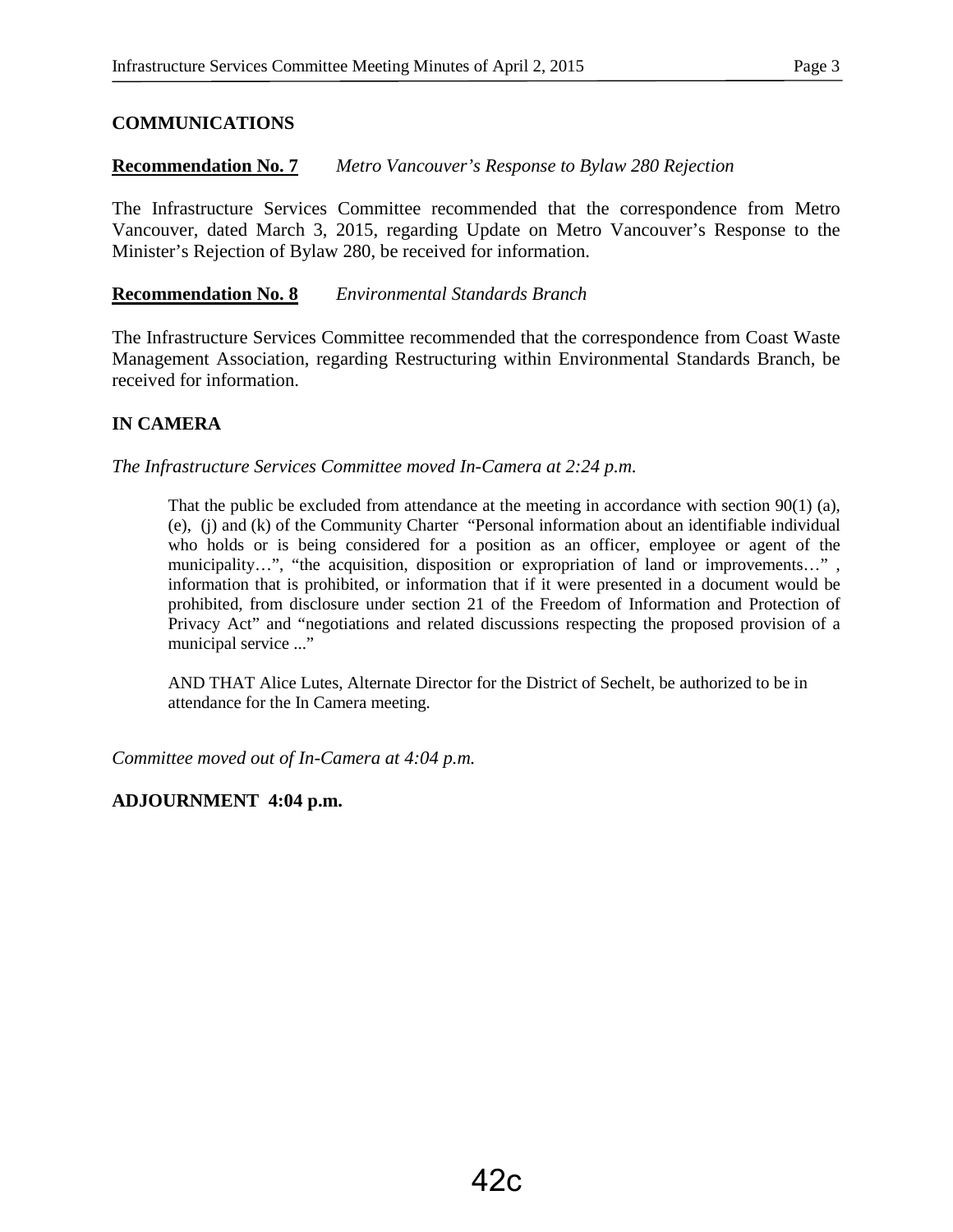## COMMUNICATIONS

**Recommendation No. 7** *Metro Vancouver's Response to Bylaw 280 Rejection*

The Infrastructure Services Committee recommended that the correspondence from Metro Vancouver, dated March 3, 2015, regarding Update on Metro Vancouver's Response to the Minister's Rejection of Bylaw 280, be received for information.

**Recommendation No. 8** *Environmental Standards Branch*

The Infrastructure Services Committee recommended that the correspondence from Coast Waste Management Association, regarding Restructuring within Environmental Standards Branch, be received for information.

## IN CAMERA

*The Infrastructure Services Committee moved In-Camera at 2:24 p.m.*

> That the public be excluded from attendance at the meeting in accordance with section 90(1) (a), (e), (j) and (k) of the Community Charter "Personal information about an identifiable individual who holds or is being considered for a position as an officer, employee or agent of the municipality…", "the acquisition, disposition or expropriation of land or improvements…" , information that is prohibited, or information that if it were presented in a document would be prohibited, from disclosure under section 21 of the Freedom of Information and Protection of Privacy Act" and "negotiations and related discussions respecting the proposed provision of a municipal service ..."
>
> AND THAT Alice Lutes, Alternate Director for the District of Sechelt, be authorized to be in attendance for the In Camera meeting.

*Committee moved out of In-Camera at 4:04 p.m.*

**ADJOURNMENT 4:04 p.m.**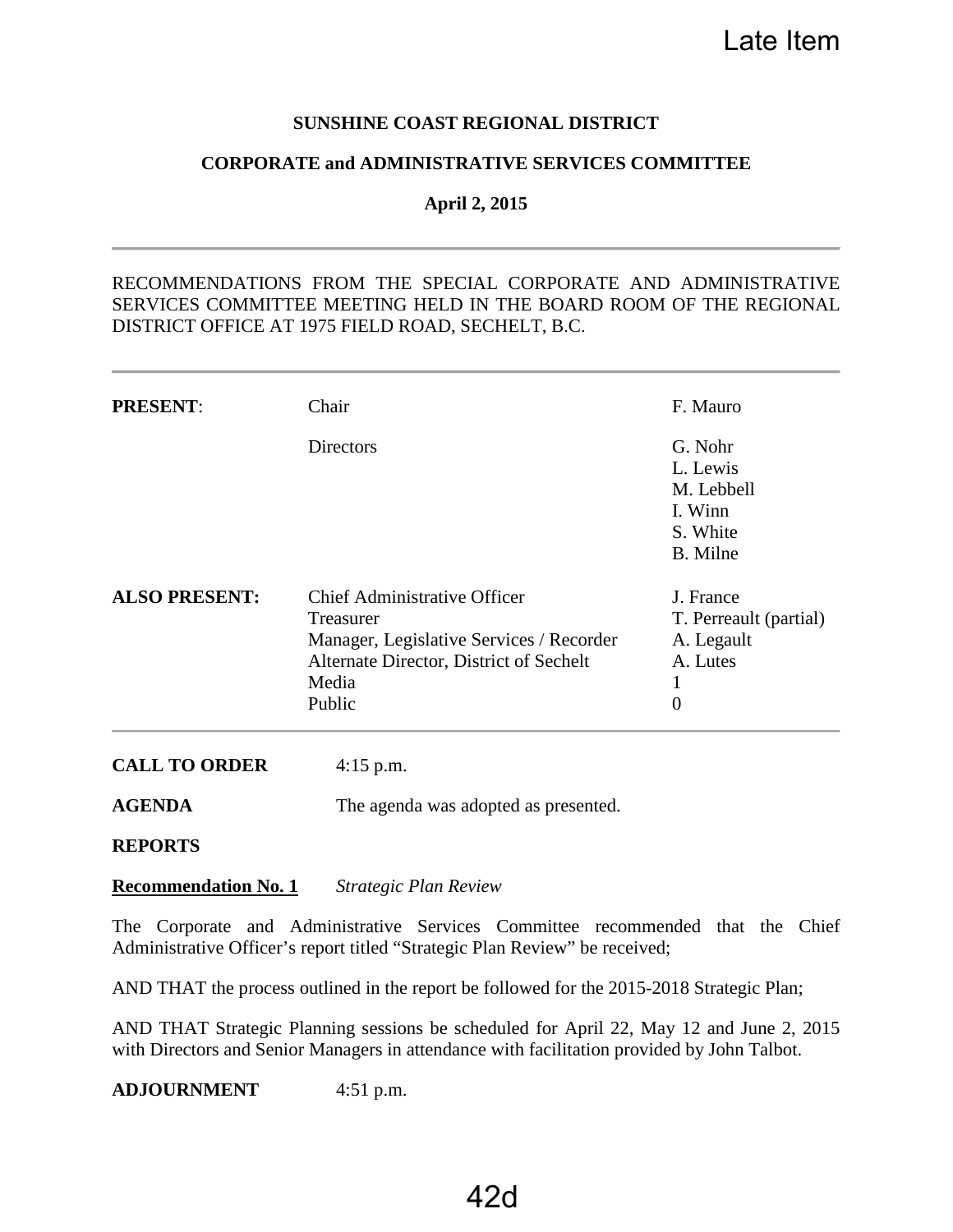Late Item

**SUNSHINE COAST REGIONAL DISTRICT**

**CORPORATE and ADMINISTRATIVE SERVICES COMMITTEE**

**April 2, 2015**

---

RECOMMENDATIONS FROM THE SPECIAL CORPORATE AND ADMINISTRATIVE SERVICES COMMITTEE MEETING HELD IN THE BOARD ROOM OF THE REGIONAL DISTRICT OFFICE AT 1975 FIELD ROAD, SECHELT, B.C.

---

| | | |
|---|---|---|
| **PRESENT**: | Chair | F. Mauro |
| | Directors | G. Nohr<br>L. Lewis<br>M. Lebbell<br>I. Winn<br>S. White<br>B. Milne |
| **ALSO PRESENT:** | Chief Administrative Officer<br>Treasurer<br>Manager, Legislative Services / Recorder<br>Alternate Director, District of Sechelt<br>Media<br>Public | J. France<br>T. Perreault (partial)<br>A. Legault<br>A. Lutes<br>1<br>0 |

---

**CALL TO ORDER** 4:15 p.m.

**AGENDA** The agenda was adopted as presented.

**REPORTS**

**Recommendation No. 1** *Strategic Plan Review*

The Corporate and Administrative Services Committee recommended that the Chief Administrative Officer's report titled "Strategic Plan Review" be received;

AND THAT the process outlined in the report be followed for the 2015-2018 Strategic Plan;

AND THAT Strategic Planning sessions be scheduled for April 22, May 12 and June 2, 2015 with Directors and Senior Managers in attendance with facilitation provided by John Talbot.

**ADJOURNMENT** 4:51 p.m.